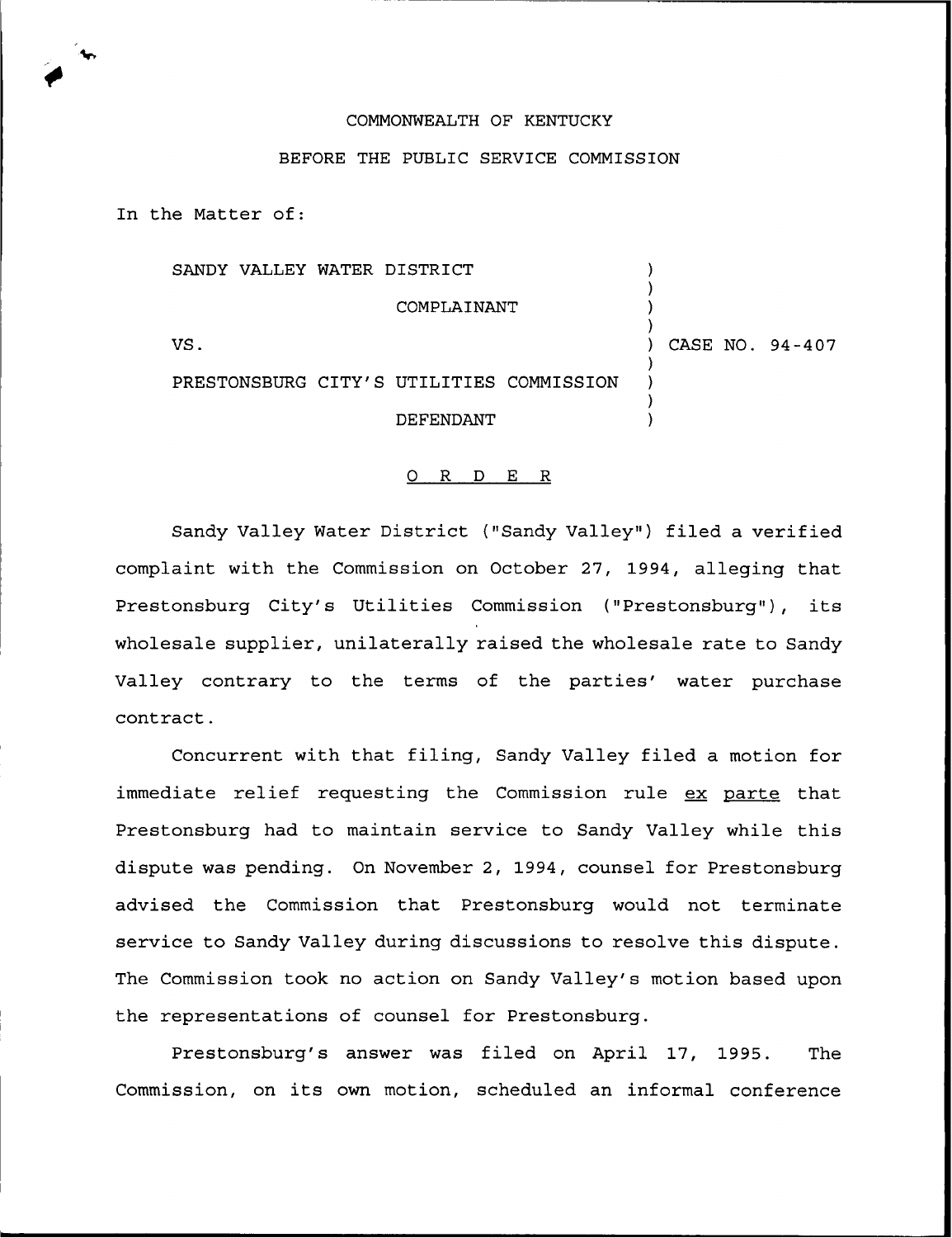COMMONWEALTH OF KENTUCKY

BEFORE THE PUBLIC SERVICE COMMISSION

In the Matter of:

SANDY VALLEY WATER DISTRICT

COMPLAINANT

VS.

PRESTONSBURG CITY'S UTILITIES COMMISSION

DEFENDANT

) CASE NO. 94-407

O R D E R

Sandy Valley Water District ("Sandy Valley") filed a verified complaint with the Commission on October 27, 1994, alleging that Prestonsburg City's Utilities Commission ("Prestonsburg"), its wholesale supplier, unilaterally raised the wholesale rate to Sandy Valley contrary to the terms of the parties' water purchase contract.

Concurrent with that filing, Sandy Valley filed a motion for immediate relief requesting the Commission rule ex parte that Prestonsburg had to maintain service to Sandy Valley while this dispute was pending. On November 2, 1994, counsel for Prestonsburg advised the Commission that Prestonsburg would not terminate service to Sandy Valley during discussions to resolve this dispute. The Commission took no action on Sandy Valley's motion based upon the representations of counsel for Prestonsburg.

Prestonsburg's answer was filed on April 17, 1995. The Commission, on its own motion, scheduled an informal conference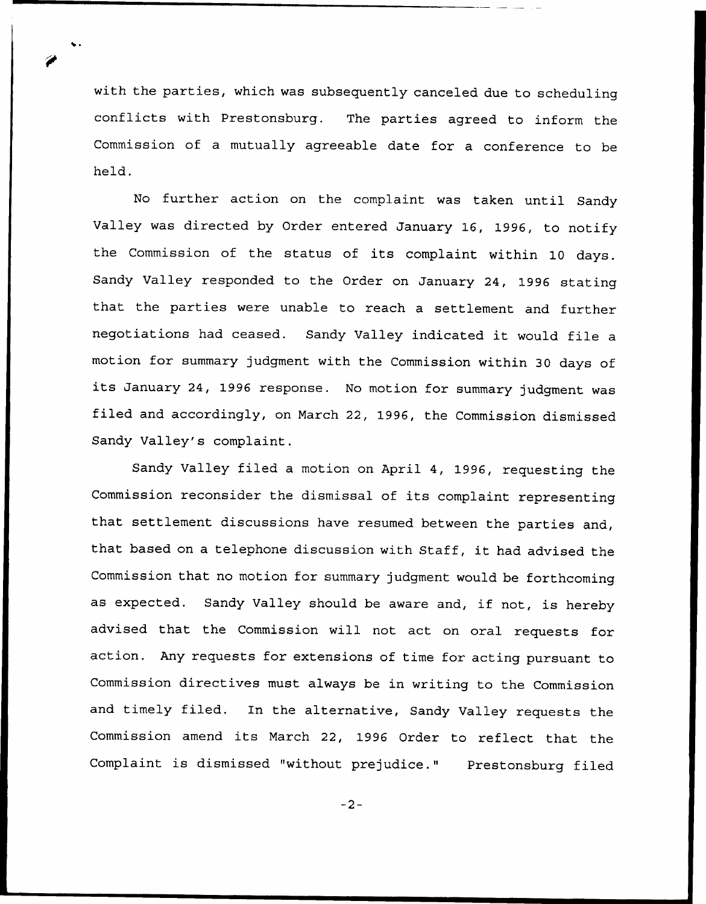with the parties, which was subsequently canceled due to scheduling conflicts with Prestonsburg. The parties agreed to inform the Commission of a mutually agreeable date for a conference to be held.

No further action on the complaint was taken until Sandy Valley was directed by Order entered January 16, 1996, to notify the Commission of the status of its complaint within 10 days. Sandy Valley responded to the Order on January 24, 1996 stating that the parties were unable to reach a settlement and further negotiations had ceased. Sandy Valley indicated it would file a motion for summary judgment with the Commission within 30 days of its January 24, 1996 response. No motion for summary judgment was filed and accordingly, on March 22, 1996, the Commission dismissed Sandy Valley's complaint.

Sandy Valley filed a motion on April 4, 1996, requesting the Commission reconsider the dismissal of its complaint representing that settlement discussions have resumed between the parties and, that based on a telephone discussion with Staff, it had advised the Commission that no motion for summary judgment would be forthcoming as expected. Sandy Valley should be aware and, if not, is hereby advised that the Commission will not act on oral requests for action. Any requests for extensions of time for acting pursuant to Commission directives must always be in writing to the Commission and timely filed. In the alternative, Sandy Valley requests the Commission amend its March 22, 1996 Order to reflect that the Complaint is dismissed "without prejudice." Prestonsburg filed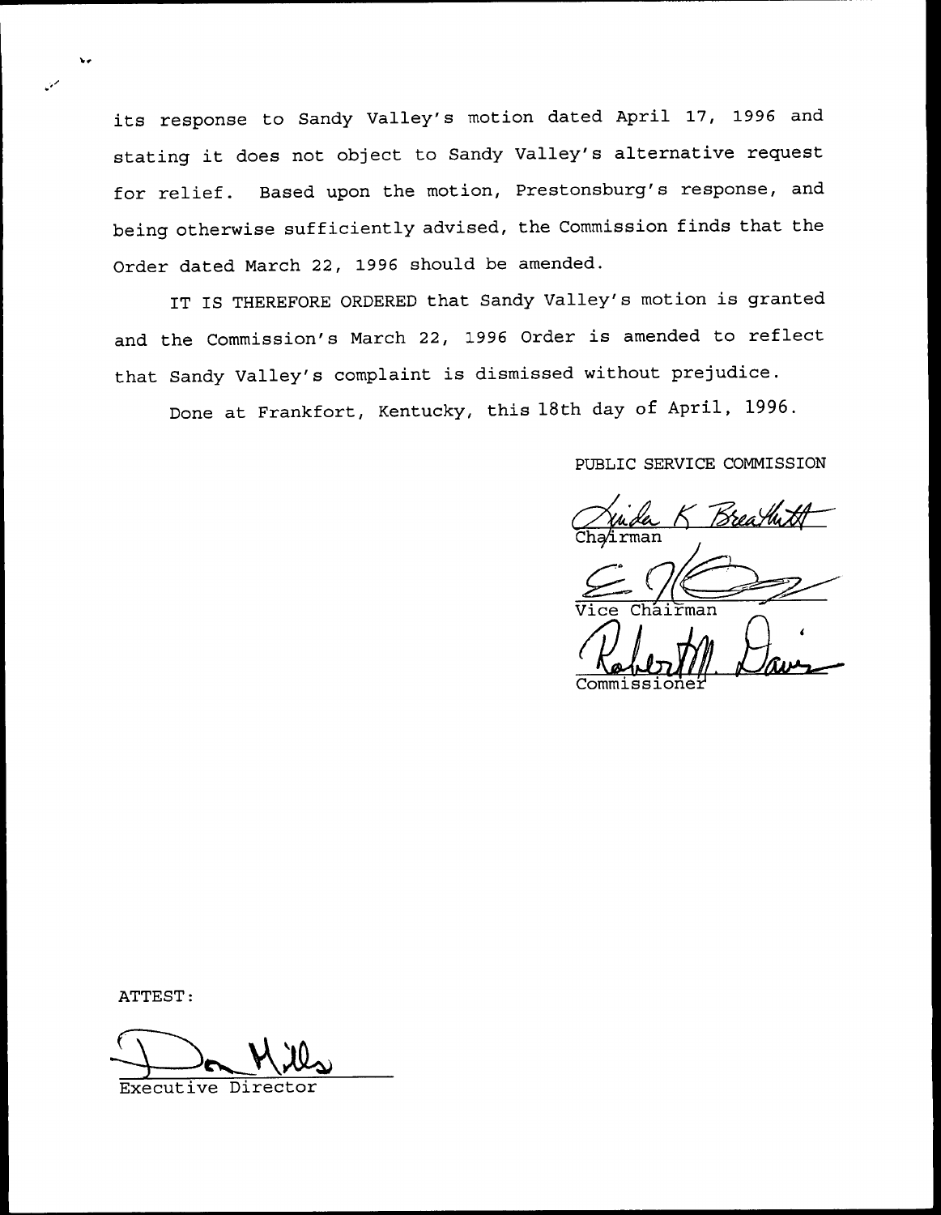its response to Sandy Valley's motion dated April 17, 1996 and stating it does not object to Sandy Valley's alternative request for relief. Based upon the motion, Prestonsburg's response, and being otherwise sufficiently advised, the Commission finds that the Order dated March 22, 1996 should be amended.

IT IS THEREFORE ORDERED that Sandy Valley's motion is granted and the Commission's March 22, 1996 Order is amended to reflect that Sandy Valley's complaint is dismissed without prejudice.

Done at Frankfort, Kentucky, this 18th day of April, 1996.

PUBLIC SERVICE COMMISSION

Chairman

Vice Chairman

Commissioner

ATTEST:

Executive Director